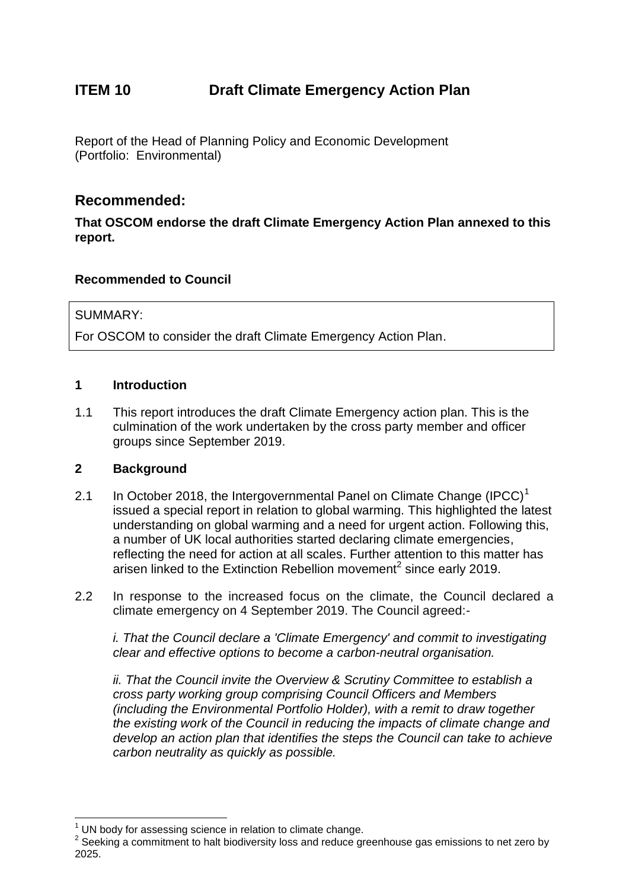# ITEM 10 Draft Climate Emergency Action Plan

Report of the Head of Planning Policy and Economic Development
(Portfolio: Environmental)

## Recommended:

**That OSCOM endorse the draft Climate Emergency Action Plan annexed to this report.**

**Recommended to Council**

SUMMARY:

For OSCOM to consider the draft Climate Emergency Action Plan.

### 1 Introduction

1.1 This report introduces the draft Climate Emergency action plan. This is the culmination of the work undertaken by the cross party member and officer groups since September 2019.

### 2 Background

2.1 In October 2018, the Intergovernmental Panel on Climate Change (IPCC)[1] issued a special report in relation to global warming. This highlighted the latest understanding on global warming and a need for urgent action. Following this, a number of UK local authorities started declaring climate emergencies, reflecting the need for action at all scales. Further attention to this matter has arisen linked to the Extinction Rebellion movement[2] since early 2019.

2.2 In response to the increased focus on the climate, the Council declared a climate emergency on 4 September 2019. The Council agreed:-

*i. That the Council declare a 'Climate Emergency' and commit to investigating clear and effective options to become a carbon-neutral organisation.*

*ii. That the Council invite the Overview & Scrutiny Committee to establish a cross party working group comprising Council Officers and Members (including the Environmental Portfolio Holder), with a remit to draw together the existing work of the Council in reducing the impacts of climate change and develop an action plan that identifies the steps the Council can take to achieve carbon neutrality as quickly as possible.*

---

[1] UN body for assessing science in relation to climate change.

[2] Seeking a commitment to halt biodiversity loss and reduce greenhouse gas emissions to net zero by 2025.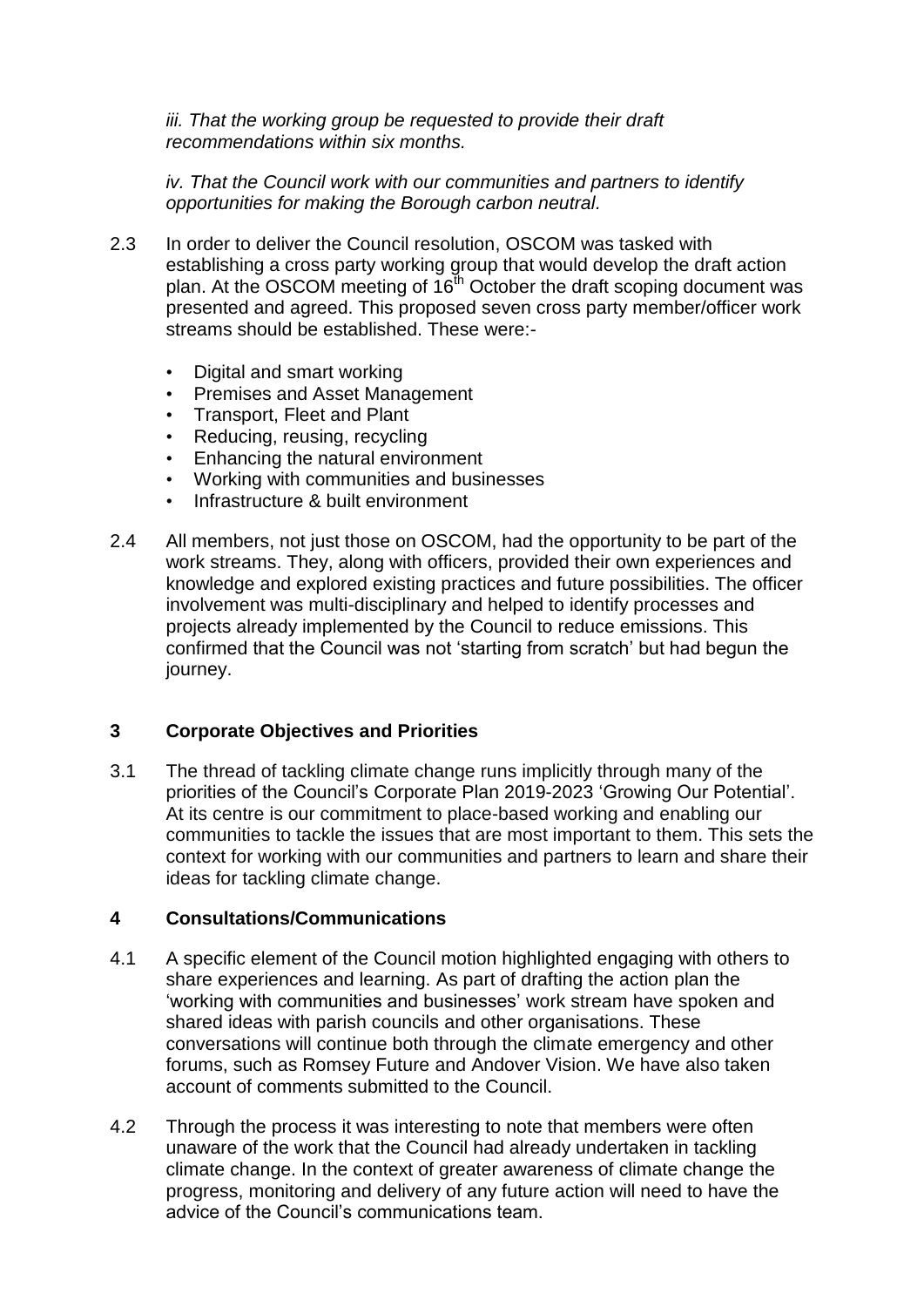*iii. That the working group be requested to provide their draft recommendations within six months.*

*iv. That the Council work with our communities and partners to identify opportunities for making the Borough carbon neutral.*

2.3 In order to deliver the Council resolution, OSCOM was tasked with establishing a cross party working group that would develop the draft action plan. At the OSCOM meeting of 16th October the draft scoping document was presented and agreed. This proposed seven cross party member/officer work streams should be established. These were:-

- Digital and smart working
- Premises and Asset Management
- Transport, Fleet and Plant
- Reducing, reusing, recycling
- Enhancing the natural environment
- Working with communities and businesses
- Infrastructure & built environment

2.4 All members, not just those on OSCOM, had the opportunity to be part of the work streams. They, along with officers, provided their own experiences and knowledge and explored existing practices and future possibilities. The officer involvement was multi-disciplinary and helped to identify processes and projects already implemented by the Council to reduce emissions. This confirmed that the Council was not 'starting from scratch' but had begun the journey.

## 3 Corporate Objectives and Priorities

3.1 The thread of tackling climate change runs implicitly through many of the priorities of the Council's Corporate Plan 2019-2023 'Growing Our Potential'. At its centre is our commitment to place-based working and enabling our communities to tackle the issues that are most important to them. This sets the context for working with our communities and partners to learn and share their ideas for tackling climate change.

## 4 Consultations/Communications

4.1 A specific element of the Council motion highlighted engaging with others to share experiences and learning. As part of drafting the action plan the 'working with communities and businesses' work stream have spoken and shared ideas with parish councils and other organisations. These conversations will continue both through the climate emergency and other forums, such as Romsey Future and Andover Vision. We have also taken account of comments submitted to the Council.

4.2 Through the process it was interesting to note that members were often unaware of the work that the Council had already undertaken in tackling climate change. In the context of greater awareness of climate change the progress, monitoring and delivery of any future action will need to have the advice of the Council's communications team.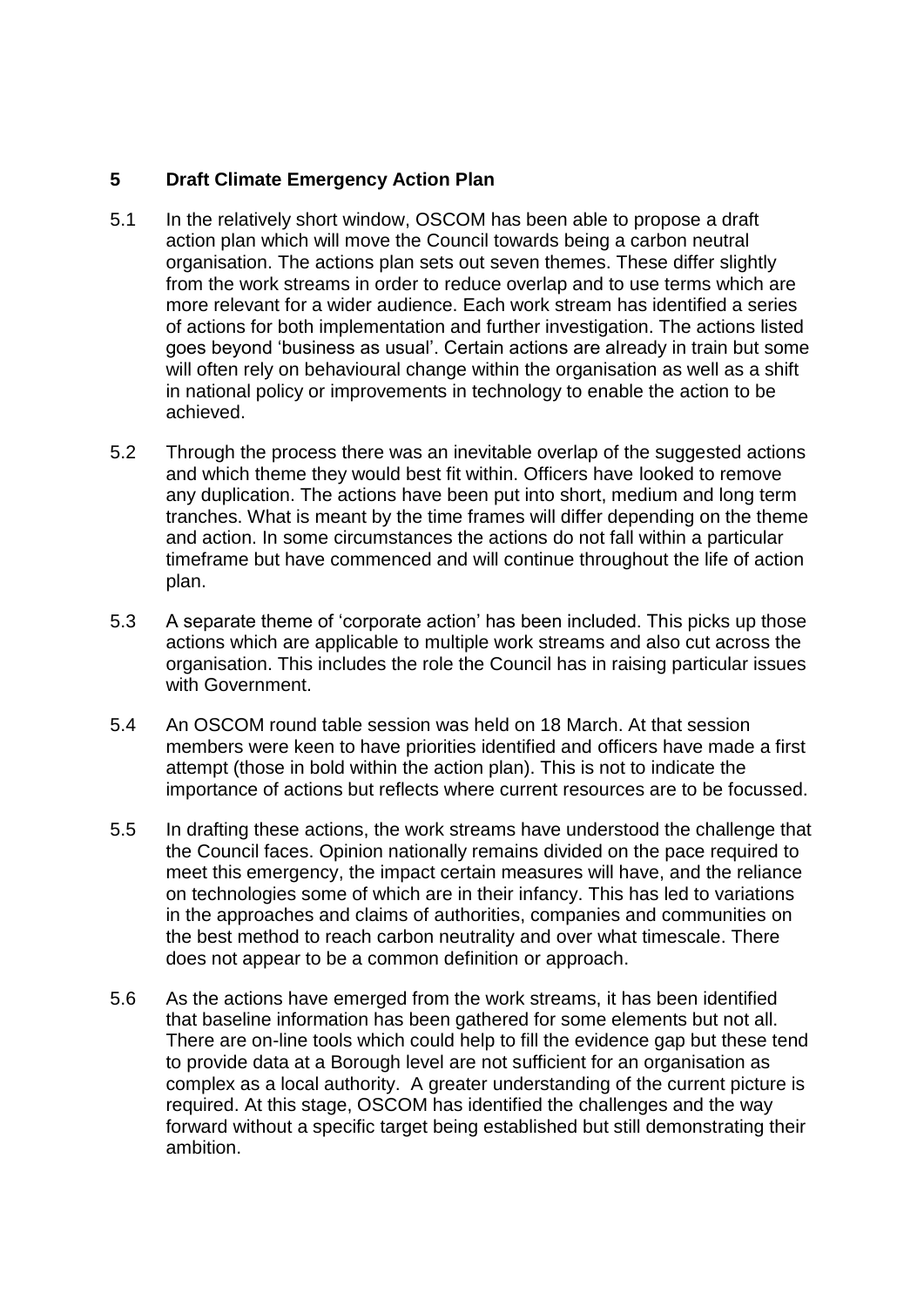## 5 Draft Climate Emergency Action Plan

5.1 In the relatively short window, OSCOM has been able to propose a draft action plan which will move the Council towards being a carbon neutral organisation. The actions plan sets out seven themes. These differ slightly from the work streams in order to reduce overlap and to use terms which are more relevant for a wider audience. Each work stream has identified a series of actions for both implementation and further investigation. The actions listed goes beyond 'business as usual'. Certain actions are already in train but some will often rely on behavioural change within the organisation as well as a shift in national policy or improvements in technology to enable the action to be achieved.

5.2 Through the process there was an inevitable overlap of the suggested actions and which theme they would best fit within. Officers have looked to remove any duplication. The actions have been put into short, medium and long term tranches. What is meant by the time frames will differ depending on the theme and action. In some circumstances the actions do not fall within a particular timeframe but have commenced and will continue throughout the life of action plan.

5.3 A separate theme of 'corporate action' has been included. This picks up those actions which are applicable to multiple work streams and also cut across the organisation. This includes the role the Council has in raising particular issues with Government.

5.4 An OSCOM round table session was held on 18 March. At that session members were keen to have priorities identified and officers have made a first attempt (those in bold within the action plan). This is not to indicate the importance of actions but reflects where current resources are to be focussed.

5.5 In drafting these actions, the work streams have understood the challenge that the Council faces. Opinion nationally remains divided on the pace required to meet this emergency, the impact certain measures will have, and the reliance on technologies some of which are in their infancy. This has led to variations in the approaches and claims of authorities, companies and communities on the best method to reach carbon neutrality and over what timescale. There does not appear to be a common definition or approach.

5.6 As the actions have emerged from the work streams, it has been identified that baseline information has been gathered for some elements but not all. There are on-line tools which could help to fill the evidence gap but these tend to provide data at a Borough level are not sufficient for an organisation as complex as a local authority. A greater understanding of the current picture is required. At this stage, OSCOM has identified the challenges and the way forward without a specific target being established but still demonstrating their ambition.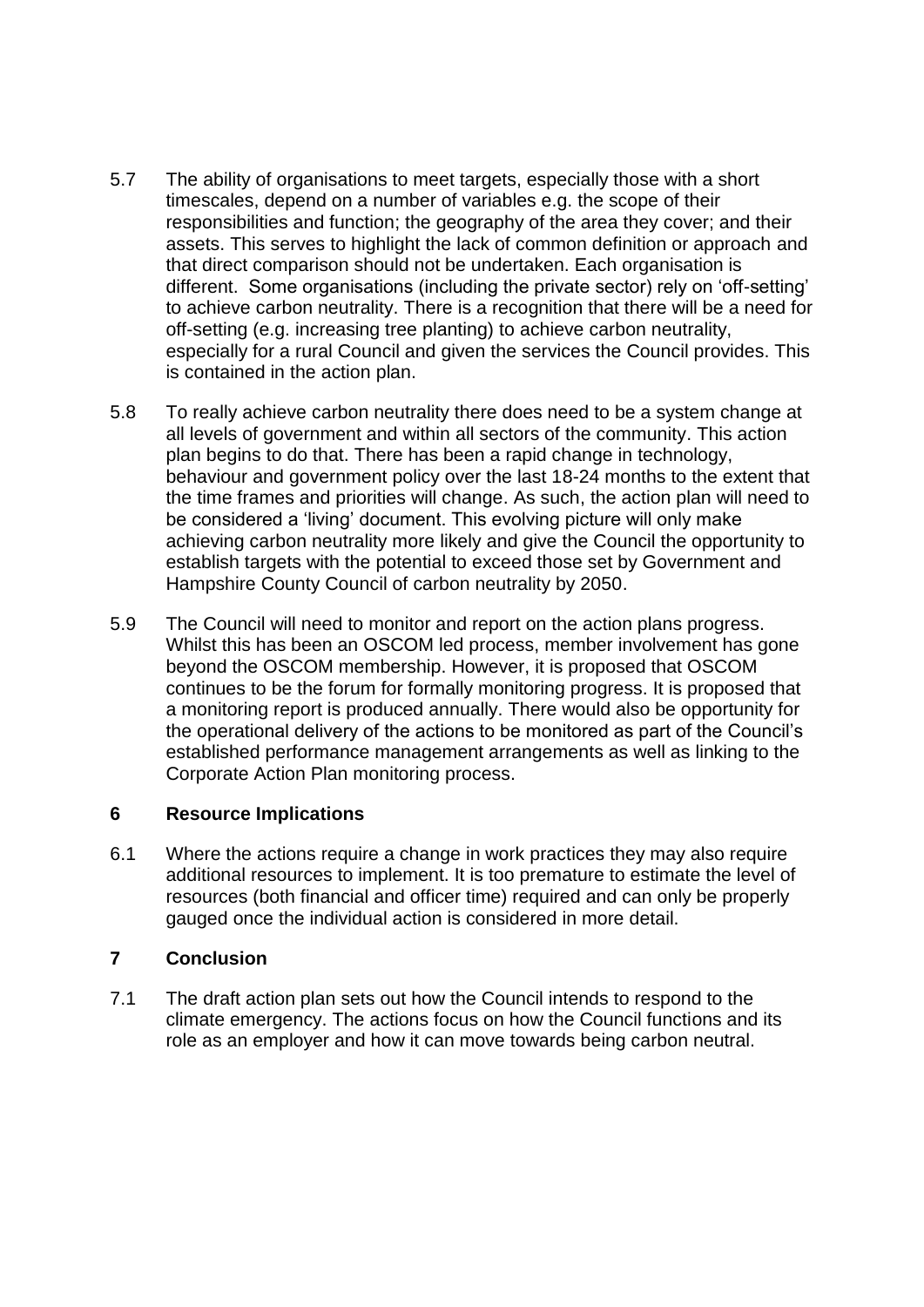5.7 The ability of organisations to meet targets, especially those with a short timescales, depend on a number of variables e.g. the scope of their responsibilities and function; the geography of the area they cover; and their assets. This serves to highlight the lack of common definition or approach and that direct comparison should not be undertaken. Each organisation is different. Some organisations (including the private sector) rely on 'off-setting' to achieve carbon neutrality. There is a recognition that there will be a need for off-setting (e.g. increasing tree planting) to achieve carbon neutrality, especially for a rural Council and given the services the Council provides. This is contained in the action plan.

5.8 To really achieve carbon neutrality there does need to be a system change at all levels of government and within all sectors of the community. This action plan begins to do that. There has been a rapid change in technology, behaviour and government policy over the last 18-24 months to the extent that the time frames and priorities will change. As such, the action plan will need to be considered a 'living' document. This evolving picture will only make achieving carbon neutrality more likely and give the Council the opportunity to establish targets with the potential to exceed those set by Government and Hampshire County Council of carbon neutrality by 2050.

5.9 The Council will need to monitor and report on the action plans progress. Whilst this has been an OSCOM led process, member involvement has gone beyond the OSCOM membership. However, it is proposed that OSCOM continues to be the forum for formally monitoring progress. It is proposed that a monitoring report is produced annually. There would also be opportunity for the operational delivery of the actions to be monitored as part of the Council's established performance management arrangements as well as linking to the Corporate Action Plan monitoring process.

## 6 Resource Implications

6.1 Where the actions require a change in work practices they may also require additional resources to implement. It is too premature to estimate the level of resources (both financial and officer time) required and can only be properly gauged once the individual action is considered in more detail.

## 7 Conclusion

7.1 The draft action plan sets out how the Council intends to respond to the climate emergency. The actions focus on how the Council functions and its role as an employer and how it can move towards being carbon neutral.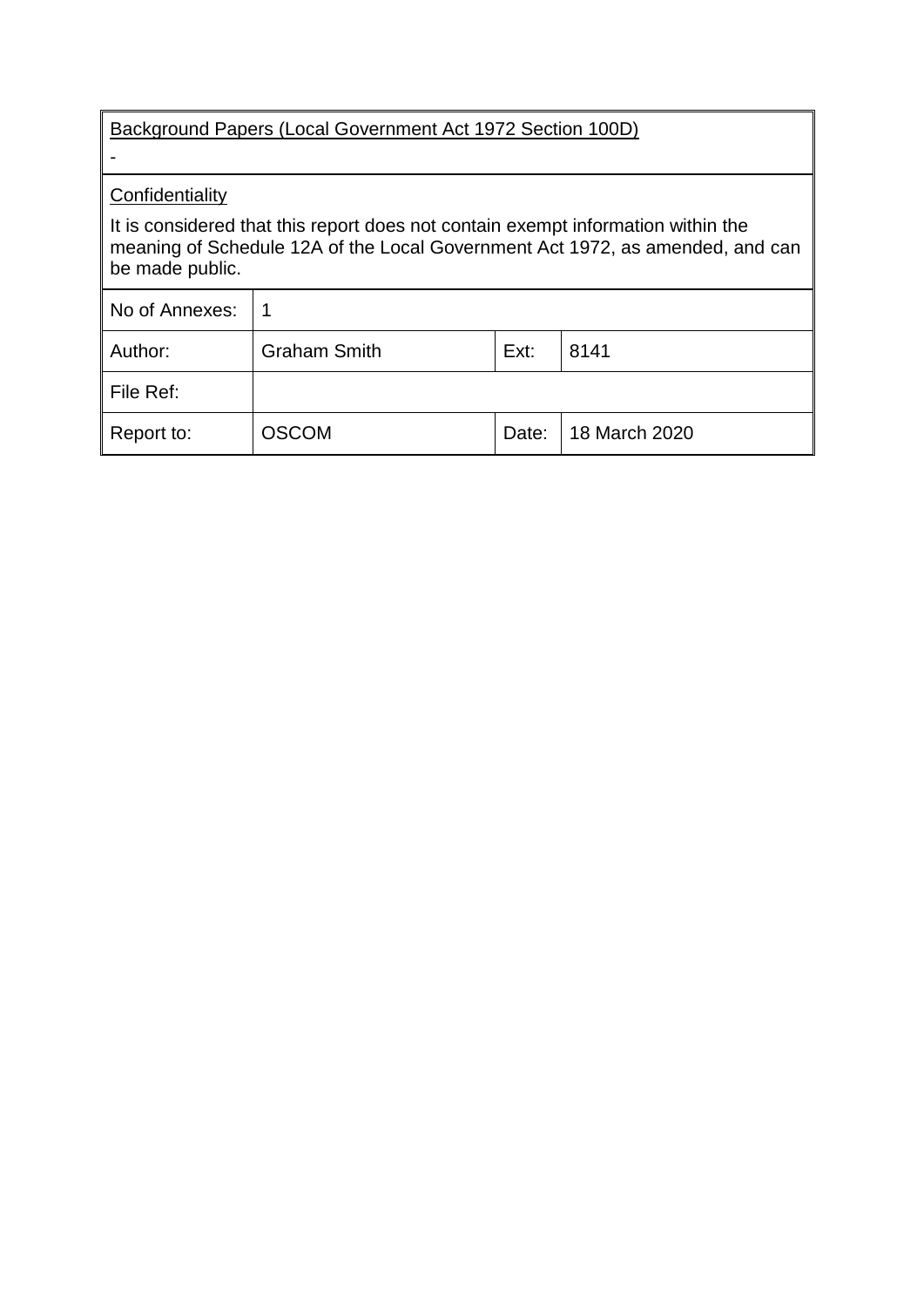| | | | |
|---|---|---|---|
| Background Papers (Local Government Act 1972 Section 100D)<br>- | | | |
| Confidentiality<br>It is considered that this report does not contain exempt information within the meaning of Schedule 12A of the Local Government Act 1972, as amended, and can be made public. | | | |
| No of Annexes: | 1 | | |
| Author: | Graham Smith | Ext: | 8141 |
| File Ref: | | | |
| Report to: | OSCOM | Date: | 18 March 2020 |